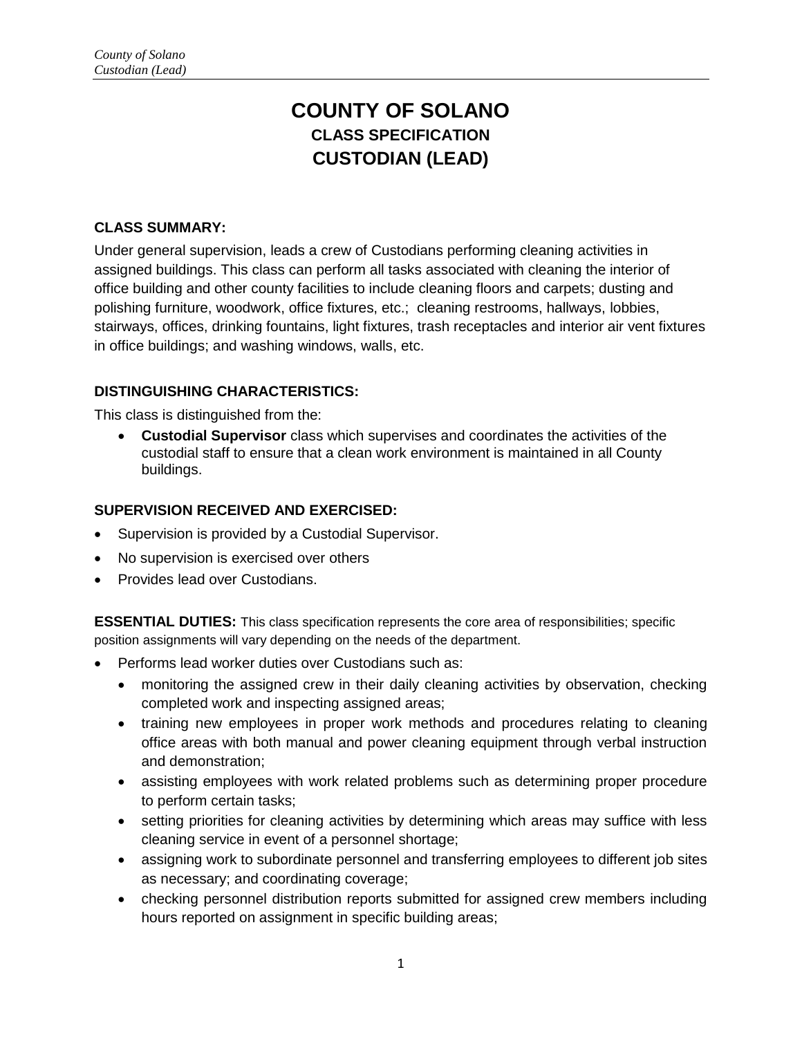# COUNTY OF SOLANO
## CLASS SPECIFICATION
## CUSTODIAN (LEAD)

**CLASS SUMMARY:**

Under general supervision, leads a crew of Custodians performing cleaning activities in assigned buildings. This class can perform all tasks associated with cleaning the interior of office building and other county facilities to include cleaning floors and carpets; dusting and polishing furniture, woodwork, office fixtures, etc.; cleaning restrooms, hallways, lobbies, stairways, offices, drinking fountains, light fixtures, trash receptacles and interior air vent fixtures in office buildings; and washing windows, walls, etc.

**DISTINGUISHING CHARACTERISTICS:**

This class is distinguished from the:

- **Custodial Supervisor** class which supervises and coordinates the activities of the custodial staff to ensure that a clean work environment is maintained in all County buildings.

**SUPERVISION RECEIVED AND EXERCISED:**

- Supervision is provided by a Custodial Supervisor.
- No supervision is exercised over others
- Provides lead over Custodians.

**ESSENTIAL DUTIES:** This class specification represents the core area of responsibilities; specific position assignments will vary depending on the needs of the department.

- Performs lead worker duties over Custodians such as:
  - monitoring the assigned crew in their daily cleaning activities by observation, checking completed work and inspecting assigned areas;
  - training new employees in proper work methods and procedures relating to cleaning office areas with both manual and power cleaning equipment through verbal instruction and demonstration;
  - assisting employees with work related problems such as determining proper procedure to perform certain tasks;
  - setting priorities for cleaning activities by determining which areas may suffice with less cleaning service in event of a personnel shortage;
  - assigning work to subordinate personnel and transferring employees to different job sites as necessary; and coordinating coverage;
  - checking personnel distribution reports submitted for assigned crew members including hours reported on assignment in specific building areas;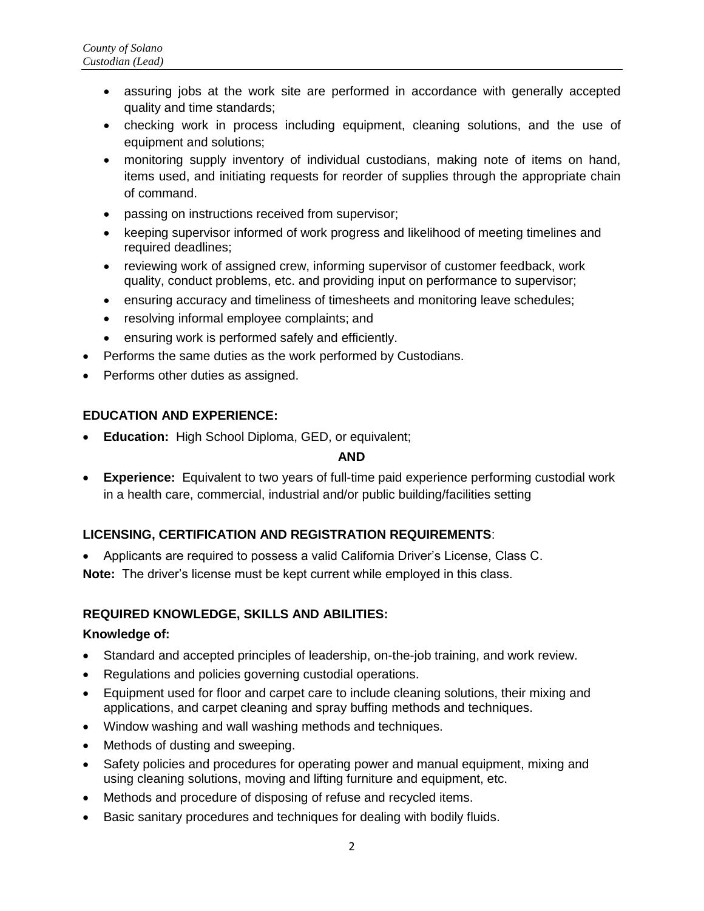- assuring jobs at the work site are performed in accordance with generally accepted quality and time standards;
    - checking work in process including equipment, cleaning solutions, and the use of equipment and solutions;
    - monitoring supply inventory of individual custodians, making note of items on hand, items used, and initiating requests for reorder of supplies through the appropriate chain of command.
    - passing on instructions received from supervisor;
    - keeping supervisor informed of work progress and likelihood of meeting timelines and required deadlines;
    - reviewing work of assigned crew, informing supervisor of customer feedback, work quality, conduct problems, etc. and providing input on performance to supervisor;
    - ensuring accuracy and timeliness of timesheets and monitoring leave schedules;
    - resolving informal employee complaints; and
    - ensuring work is performed safely and efficiently.
- Performs the same duties as the work performed by Custodians.
- Performs other duties as assigned.

**EDUCATION AND EXPERIENCE:**

- **Education:** High School Diploma, GED, or equivalent;

**AND**

- **Experience:** Equivalent to two years of full-time paid experience performing custodial work in a health care, commercial, industrial and/or public building/facilities setting

**LICENSING, CERTIFICATION AND REGISTRATION REQUIREMENTS**:

- Applicants are required to possess a valid California Driver's License, Class C.

**Note:** The driver's license must be kept current while employed in this class.

**REQUIRED KNOWLEDGE, SKILLS AND ABILITIES:**

**Knowledge of:**

- Standard and accepted principles of leadership, on-the-job training, and work review.
- Regulations and policies governing custodial operations.
- Equipment used for floor and carpet care to include cleaning solutions, their mixing and applications, and carpet cleaning and spray buffing methods and techniques.
- Window washing and wall washing methods and techniques.
- Methods of dusting and sweeping.
- Safety policies and procedures for operating power and manual equipment, mixing and using cleaning solutions, moving and lifting furniture and equipment, etc.
- Methods and procedure of disposing of refuse and recycled items.
- Basic sanitary procedures and techniques for dealing with bodily fluids.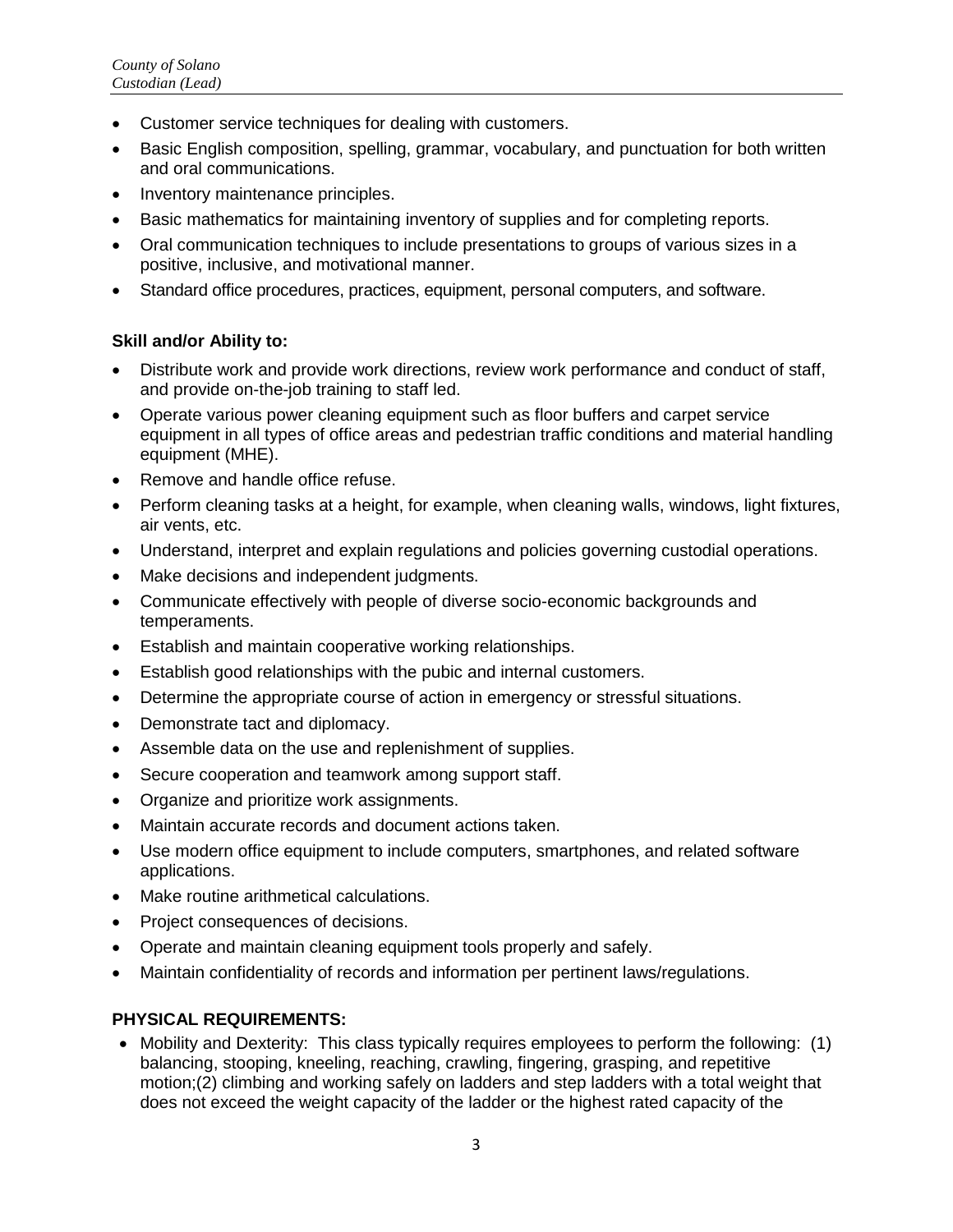- Customer service techniques for dealing with customers.
- Basic English composition, spelling, grammar, vocabulary, and punctuation for both written and oral communications.
- Inventory maintenance principles.
- Basic mathematics for maintaining inventory of supplies and for completing reports.
- Oral communication techniques to include presentations to groups of various sizes in a positive, inclusive, and motivational manner.
- Standard office procedures, practices, equipment, personal computers, and software.

**Skill and/or Ability to:**

- Distribute work and provide work directions, review work performance and conduct of staff, and provide on-the-job training to staff led.
- Operate various power cleaning equipment such as floor buffers and carpet service equipment in all types of office areas and pedestrian traffic conditions and material handling equipment (MHE).
- Remove and handle office refuse.
- Perform cleaning tasks at a height, for example, when cleaning walls, windows, light fixtures, air vents, etc.
- Understand, interpret and explain regulations and policies governing custodial operations.
- Make decisions and independent judgments.
- Communicate effectively with people of diverse socio-economic backgrounds and temperaments.
- Establish and maintain cooperative working relationships.
- Establish good relationships with the pubic and internal customers.
- Determine the appropriate course of action in emergency or stressful situations.
- Demonstrate tact and diplomacy.
- Assemble data on the use and replenishment of supplies.
- Secure cooperation and teamwork among support staff.
- Organize and prioritize work assignments.
- Maintain accurate records and document actions taken.
- Use modern office equipment to include computers, smartphones, and related software applications.
- Make routine arithmetical calculations.
- Project consequences of decisions.
- Operate and maintain cleaning equipment tools properly and safely.
- Maintain confidentiality of records and information per pertinent laws/regulations.

**PHYSICAL REQUIREMENTS:**

- Mobility and Dexterity: This class typically requires employees to perform the following: (1) balancing, stooping, kneeling, reaching, crawling, fingering, grasping, and repetitive motion;(2) climbing and working safely on ladders and step ladders with a total weight that does not exceed the weight capacity of the ladder or the highest rated capacity of the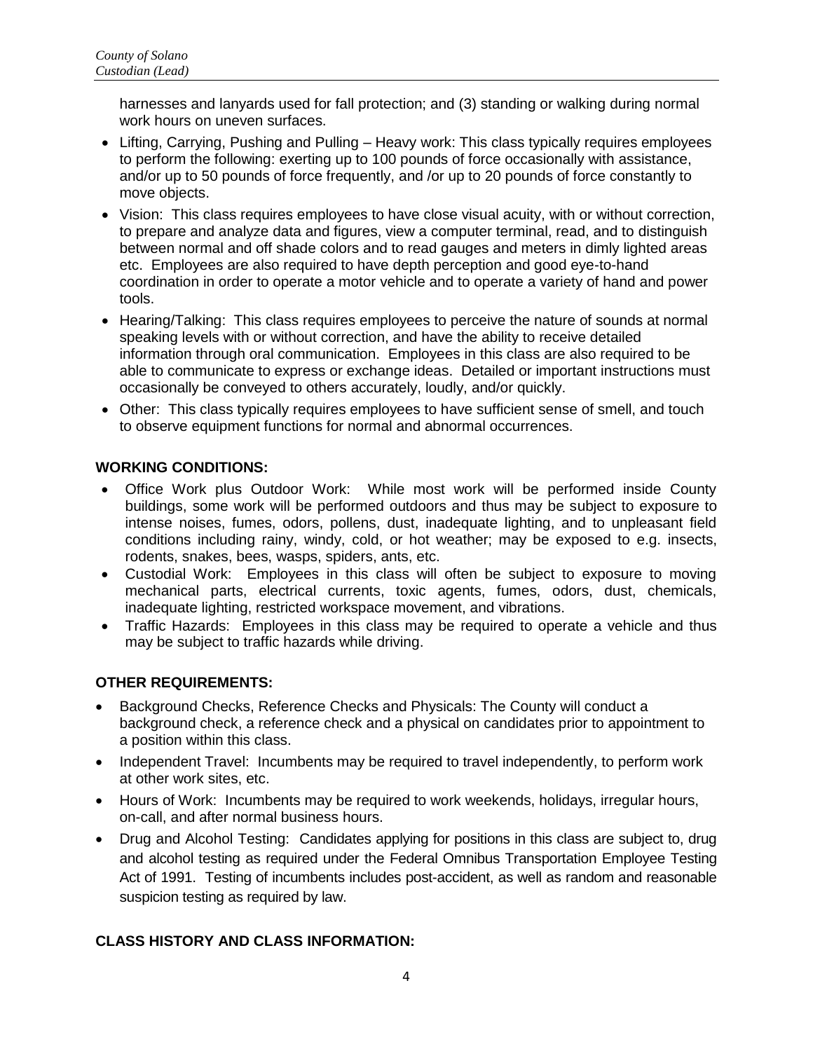harnesses and lanyards used for fall protection; and (3) standing or walking during normal work hours on uneven surfaces.

- Lifting, Carrying, Pushing and Pulling – Heavy work: This class typically requires employees to perform the following: exerting up to 100 pounds of force occasionally with assistance, and/or up to 50 pounds of force frequently, and /or up to 20 pounds of force constantly to move objects.
- Vision: This class requires employees to have close visual acuity, with or without correction, to prepare and analyze data and figures, view a computer terminal, read, and to distinguish between normal and off shade colors and to read gauges and meters in dimly lighted areas etc. Employees are also required to have depth perception and good eye-to-hand coordination in order to operate a motor vehicle and to operate a variety of hand and power tools.
- Hearing/Talking: This class requires employees to perceive the nature of sounds at normal speaking levels with or without correction, and have the ability to receive detailed information through oral communication. Employees in this class are also required to be able to communicate to express or exchange ideas. Detailed or important instructions must occasionally be conveyed to others accurately, loudly, and/or quickly.
- Other: This class typically requires employees to have sufficient sense of smell, and touch to observe equipment functions for normal and abnormal occurrences.

## WORKING CONDITIONS:

- Office Work plus Outdoor Work: While most work will be performed inside County buildings, some work will be performed outdoors and thus may be subject to exposure to intense noises, fumes, odors, pollens, dust, inadequate lighting, and to unpleasant field conditions including rainy, windy, cold, or hot weather; may be exposed to e.g. insects, rodents, snakes, bees, wasps, spiders, ants, etc.
- Custodial Work: Employees in this class will often be subject to exposure to moving mechanical parts, electrical currents, toxic agents, fumes, odors, dust, chemicals, inadequate lighting, restricted workspace movement, and vibrations.
- Traffic Hazards: Employees in this class may be required to operate a vehicle and thus may be subject to traffic hazards while driving.

## OTHER REQUIREMENTS:

- Background Checks, Reference Checks and Physicals: The County will conduct a background check, a reference check and a physical on candidates prior to appointment to a position within this class.
- Independent Travel: Incumbents may be required to travel independently, to perform work at other work sites, etc.
- Hours of Work: Incumbents may be required to work weekends, holidays, irregular hours, on-call, and after normal business hours.
- Drug and Alcohol Testing: Candidates applying for positions in this class are subject to, drug and alcohol testing as required under the Federal Omnibus Transportation Employee Testing Act of 1991. Testing of incumbents includes post-accident, as well as random and reasonable suspicion testing as required by law.

## CLASS HISTORY AND CLASS INFORMATION: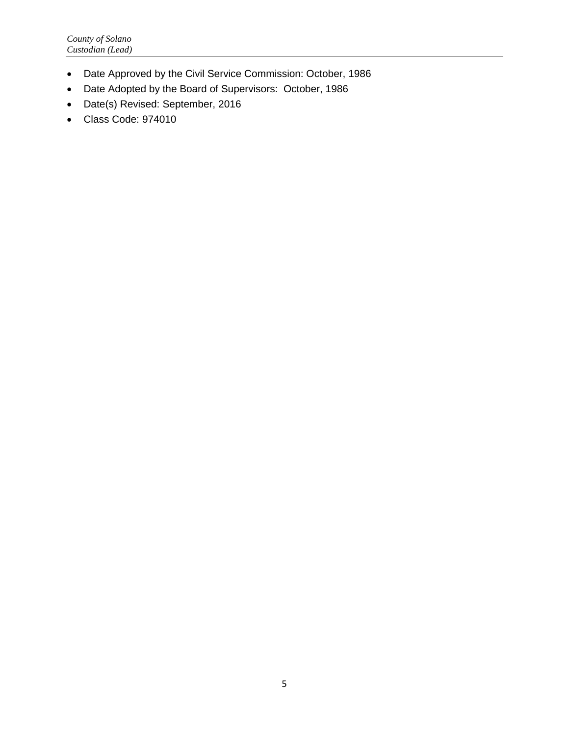- Date Approved by the Civil Service Commission: October, 1986
- Date Adopted by the Board of Supervisors:  October, 1986
- Date(s) Revised: September, 2016
- Class Code: 974010